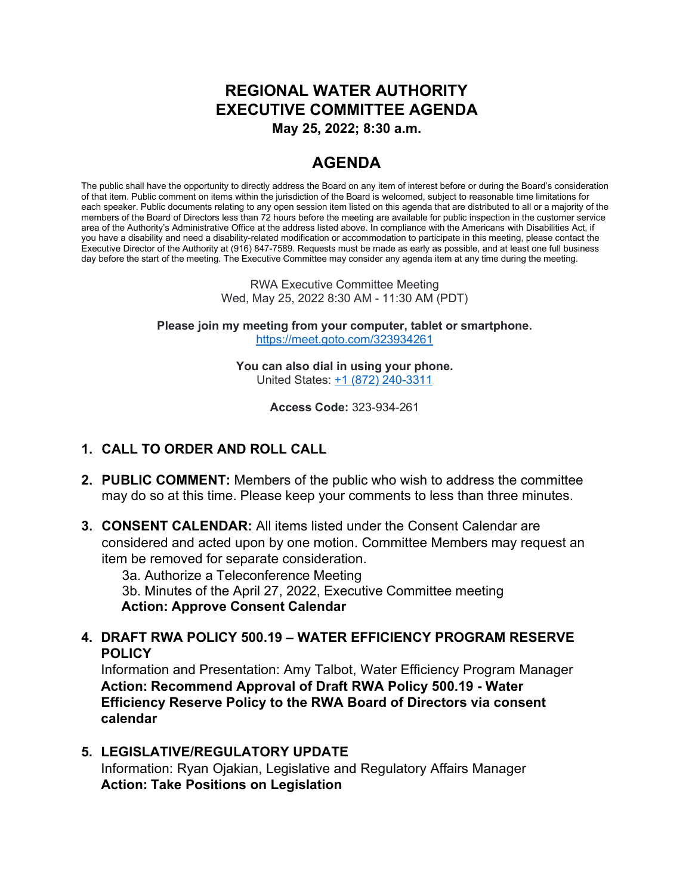# REGIONAL WATER AUTHORITY
# EXECUTIVE COMMITTEE AGENDA

**May 25, 2022; 8:30 a.m.**

## AGENDA

The public shall have the opportunity to directly address the Board on any item of interest before or during the Board's consideration of that item. Public comment on items within the jurisdiction of the Board is welcomed, subject to reasonable time limitations for each speaker. Public documents relating to any open session item listed on this agenda that are distributed to all or a majority of the members of the Board of Directors less than 72 hours before the meeting are available for public inspection in the customer service area of the Authority's Administrative Office at the address listed above. In compliance with the Americans with Disabilities Act, if you have a disability and need a disability-related modification or accommodation to participate in this meeting, please contact the Executive Director of the Authority at (916) 847-7589. Requests must be made as early as possible, and at least one full business day before the start of the meeting. The Executive Committee may consider any agenda item at any time during the meeting.

RWA Executive Committee Meeting
Wed, May 25, 2022 8:30 AM - 11:30 AM (PDT)

**Please join my meeting from your computer, tablet or smartphone.**
https://meet.goto.com/323934261

**You can also dial in using your phone.**
United States: +1 (872) 240-3311

**Access Code:** 323-934-261

1. **CALL TO ORDER AND ROLL CALL**

2. **PUBLIC COMMENT:** Members of the public who wish to address the committee may do so at this time. Please keep your comments to less than three minutes.

3. **CONSENT CALENDAR:** All items listed under the Consent Calendar are considered and acted upon by one motion. Committee Members may request an item be removed for separate consideration.
   - 3a. Authorize a Teleconference Meeting
   - 3b. Minutes of the April 27, 2022, Executive Committee meeting

   **Action: Approve Consent Calendar**

4. **DRAFT RWA POLICY 500.19 – WATER EFFICIENCY PROGRAM RESERVE POLICY**
   Information and Presentation: Amy Talbot, Water Efficiency Program Manager
   **Action: Recommend Approval of Draft RWA Policy 500.19 - Water Efficiency Reserve Policy to the RWA Board of Directors via consent calendar**

5. **LEGISLATIVE/REGULATORY UPDATE**
   Information: Ryan Ojakian, Legislative and Regulatory Affairs Manager
   **Action: Take Positions on Legislation**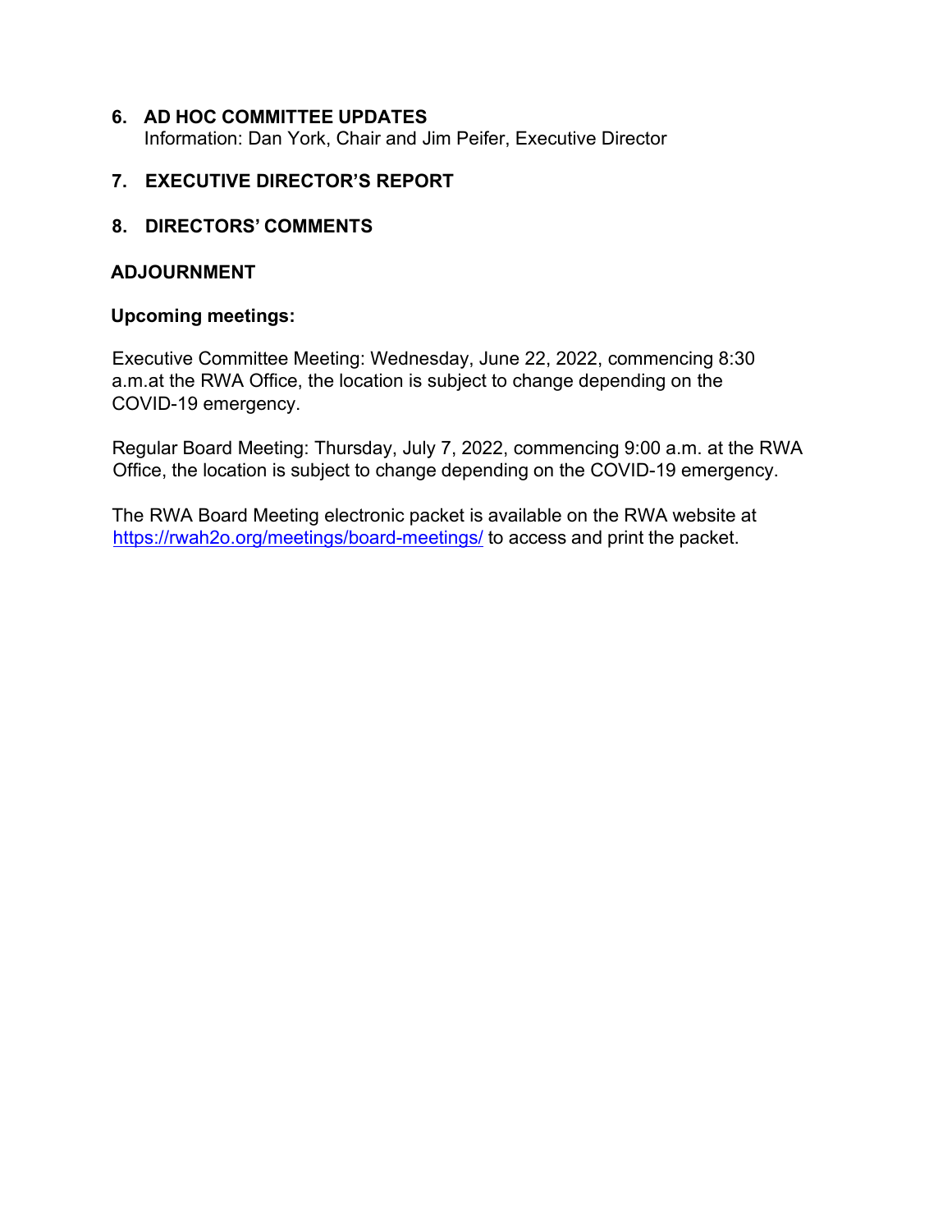**6. AD HOC COMMITTEE UPDATES**
Information: Dan York, Chair and Jim Peifer, Executive Director

**7. EXECUTIVE DIRECTOR'S REPORT**

**8. DIRECTORS' COMMENTS**

**ADJOURNMENT**

**Upcoming meetings:**

Executive Committee Meeting: Wednesday, June 22, 2022, commencing 8:30 a.m.at the RWA Office, the location is subject to change depending on the COVID-19 emergency.

Regular Board Meeting: Thursday, July 7, 2022, commencing 9:00 a.m. at the RWA Office, the location is subject to change depending on the COVID-19 emergency.

The RWA Board Meeting electronic packet is available on the RWA website at https://rwah2o.org/meetings/board-meetings/ to access and print the packet.